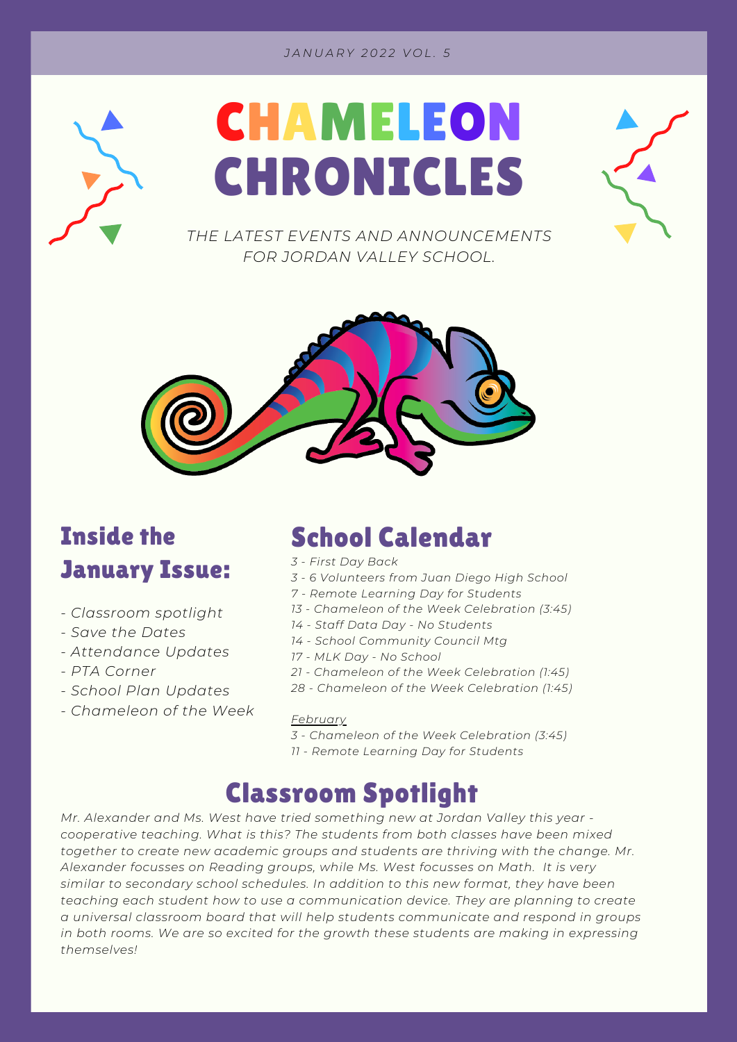*JANUARY 2022 VOL. 5*

# CHAMELEON CHRONICLES

*THE LATEST EVENTS AND ANNOUNCEMENTS FOR JORDAN VALLEY SCHOOL.*

## Inside the January Issue:

- *Classroom spotlight*
- *Save the Dates*
- *Attendance Updates*
- *PTA Corner*
- *School Plan Updates*
- *Chameleon of the Week*

## School Calendar

*3 - First Day Back*
*3 - 6 Volunteers from Juan Diego High School*
*7 - Remote Learning Day for Students*
*13 - Chameleon of the Week Celebration (3:45)*
*14 - Staff Data Day - No Students*
*14 - School Community Council Mtg*
*17 - MLK Day - No School*
*21 - Chameleon of the Week Celebration (1:45)*
*28 - Chameleon of the Week Celebration (1:45)*

*February*

*3 - Chameleon of the Week Celebration (3:45)*
*11 - Remote Learning Day for Students*

## Classroom Spotlight

*Mr. Alexander and Ms. West have tried something new at Jordan Valley this year - cooperative teaching. What is this? The students from both classes have been mixed together to create new academic groups and students are thriving with the change. Mr. Alexander focusses on Reading groups, while Ms. West focusses on Math. It is very similar to secondary school schedules. In addition to this new format, they have been teaching each student how to use a communication device. They are planning to create a universal classroom board that will help students communicate and respond in groups in both rooms. We are so excited for the growth these students are making in expressing themselves!*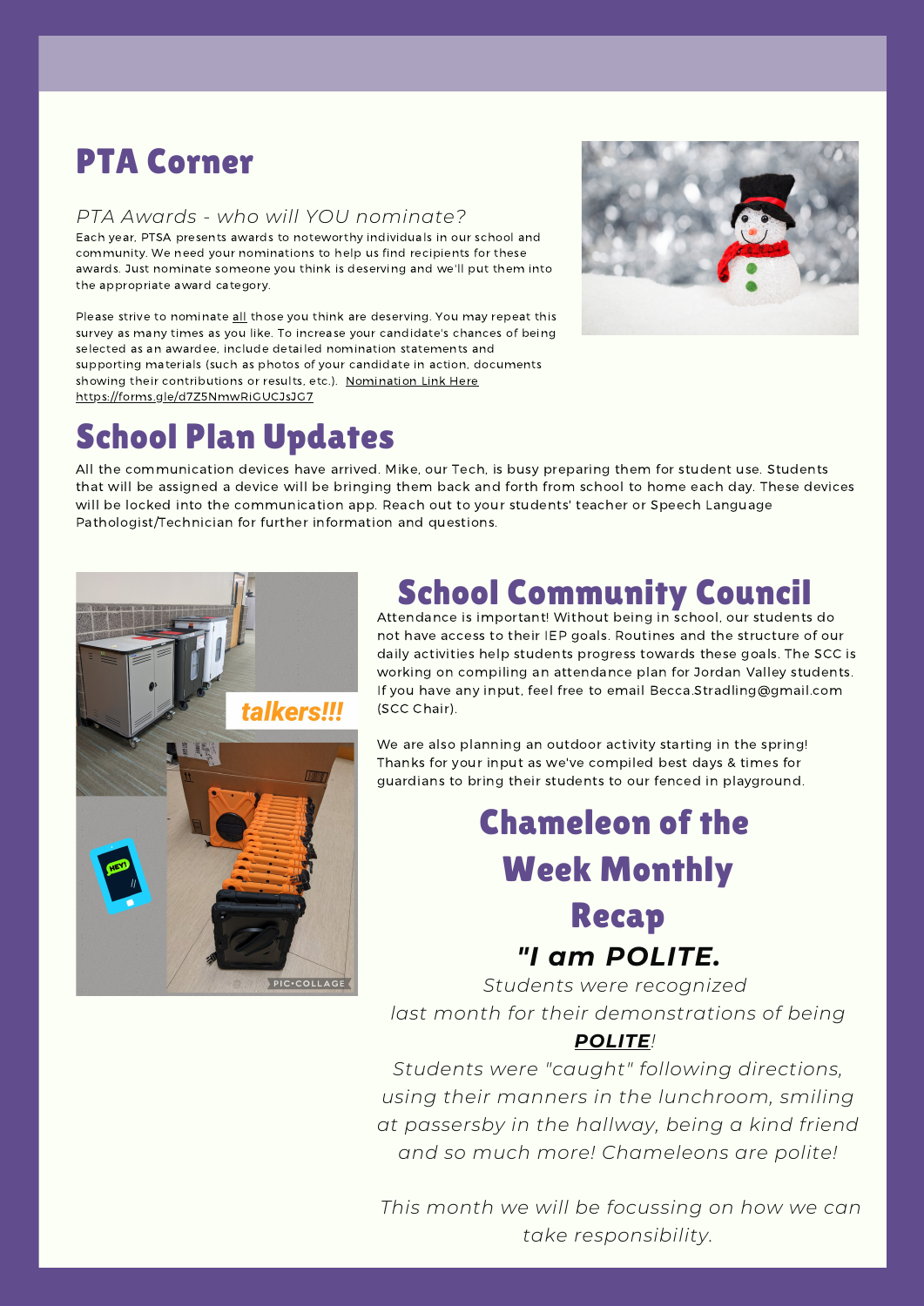# PTA Corner

*PTA Awards - who will YOU nominate?*

Each year, PTSA presents awards to noteworthy individuals in our school and community. We need your nominations to help us find recipients for these awards. Just nominate someone you think is deserving and we'll put them into the appropriate award category.

Please strive to nominate all those you think are deserving. You may repeat this survey as many times as you like. To increase your candidate's chances of being selected as an awardee, include detailed nomination statements and supporting materials (such as photos of your candidate in action, documents showing their contributions or results, etc.). Nomination Link Here https://forms.gle/d7Z5NmwRiGUCJsJG7

# School Plan Updates

All the communication devices have arrived. Mike, our Tech, is busy preparing them for student use. Students that will be assigned a device will be bringing them back and forth from school to home each day. These devices will be locked into the communication app. Reach out to your students' teacher or Speech Language Pathologist/Technician for further information and questions.

# School Community Council

Attendance is important! Without being in school, our students do not have access to their IEP goals. Routines and the structure of our daily activities help students progress towards these goals. The SCC is working on compiling an attendance plan for Jordan Valley students. If you have any input, feel free to email Becca.Stradling@gmail.com (SCC Chair).

We are also planning an outdoor activity starting in the spring! Thanks for your input as we've compiled best days & times for guardians to bring their students to our fenced in playground.

# Chameleon of the Week Monthly Recap

***"I am POLITE.***

*Students were recognized last month for their demonstrations of being **POLITE**!*

*Students were "caught" following directions, using their manners in the lunchroom, smiling at passersby in the hallway, being a kind friend and so much more! Chameleons are polite!*

*This month we will be focussing on how we can take responsibility.*